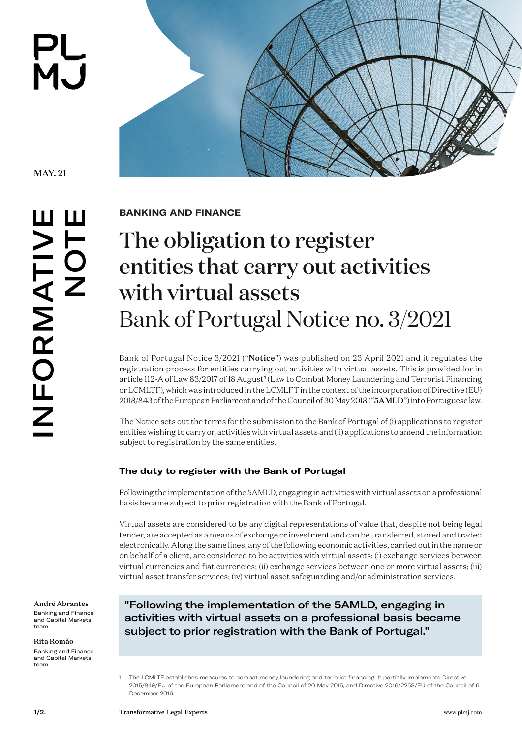MAY. 21

INFORMATIVE NOTE

BANKING AND FINANCE

# The obligation to register entities that carry out activities with virtual assets Bank of Portugal Notice no. 3/2021

Bank of Portugal Notice 3/2021 ("**Notice**") was published on 23 April 2021 and it regulates the registration process for entities carrying out activities with virtual assets. This is provided for in article 112-A of Law 83/2017 of 18 August[1] (Law to Combat Money Laundering and Terrorist Financing or LCMLTF), which was introduced in the LCMLFT in the context of the incorporation of Directive (EU) 2018/843 of the European Parliament and of the Council of 30 May 2018 ("**5AMLD**") into Portuguese law.

The Notice sets out the terms for the submission to the Bank of Portugal of (i) applications to register entities wishing to carry on activities with virtual assets and (ii) applications to amend the information subject to registration by the same entities.

## The duty to register with the Bank of Portugal

Following the implementation of the 5AMLD, engaging in activities with virtual assets on a professional basis became subject to prior registration with the Bank of Portugal.

Virtual assets are considered to be any digital representations of value that, despite not being legal tender, are accepted as a means of exchange or investment and can be transferred, stored and traded electronically. Along the same lines, any of the following economic activities, carried out in the name or on behalf of a client, are considered to be activities with virtual assets: (i) exchange services between virtual currencies and fiat currencies; (ii) exchange services between one or more virtual assets; (iii) virtual asset transfer services; (iv) virtual asset safeguarding and/or administration services.

> "Following the implementation of the 5AMLD, engaging in activities with virtual assets on a professional basis became subject to prior registration with the Bank of Portugal."

**André Abrantes**
Banking and Finance and Capital Markets team

**Rita Romão**
Banking and Finance and Capital Markets team

---

[1] The LCMLTF establishes measures to combat money laundering and terrorist financing. It partially implements Directive 2015/849/EU of the European Parliament and of the Council of 20 May 2015, and Directive 2016/2258/EU of the Council of 6 December 2016.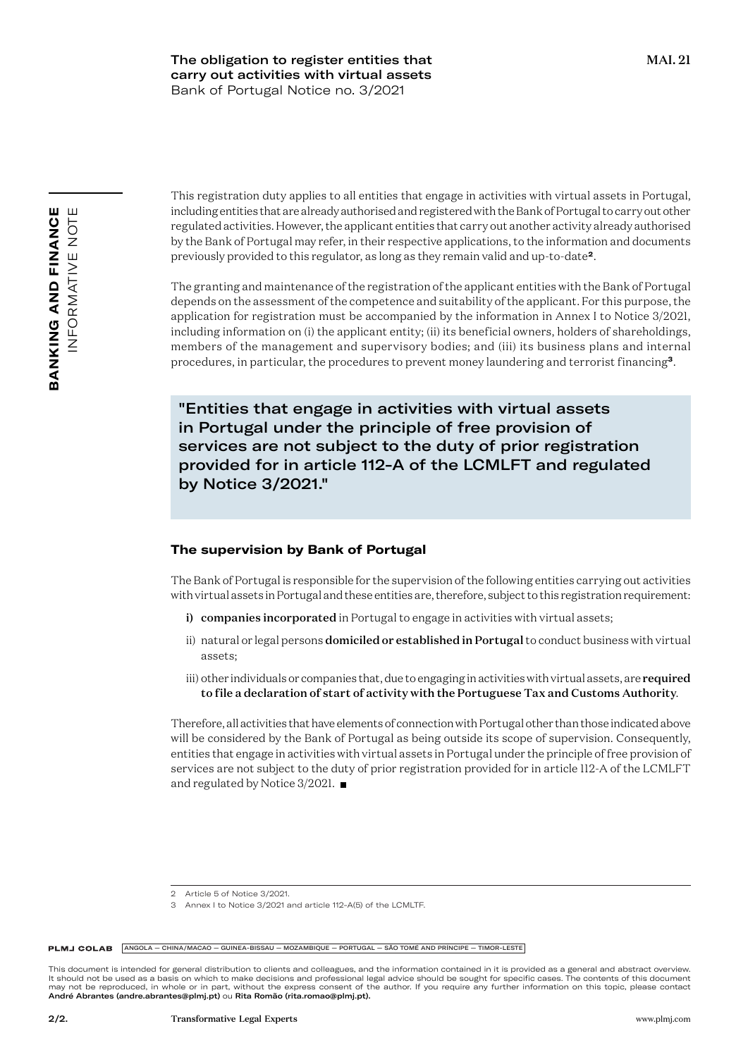This registration duty applies to all entities that engage in activities with virtual assets in Portugal, including entities that are already authorised and registered with the Bank of Portugal to carry out other regulated activities. However, the applicant entities that carry out another activity already authorised by the Bank of Portugal may refer, in their respective applications, to the information and documents previously provided to this regulator, as long as they remain valid and up-to-date[2].

The granting and maintenance of the registration of the applicant entities with the Bank of Portugal depends on the assessment of the competence and suitability of the applicant. For this purpose, the application for registration must be accompanied by the information in Annex I to Notice 3/2021, including information on (i) the applicant entity; (ii) its beneficial owners, holders of shareholdings, members of the management and supervisory bodies; and (iii) its business plans and internal procedures, in particular, the procedures to prevent money laundering and terrorist financing[3].

> "Entities that engage in activities with virtual assets in Portugal under the principle of free provision of services are not subject to the duty of prior registration provided for in article 112-A of the LCMLFT and regulated by Notice 3/2021."

## The supervision by Bank of Portugal

The Bank of Portugal is responsible for the supervision of the following entities carrying out activities with virtual assets in Portugal and these entities are, therefore, subject to this registration requirement:

- i) **companies incorporated** in Portugal to engage in activities with virtual assets;
- ii) natural or legal persons **domiciled or established in Portugal** to conduct business with virtual assets;
- iii) other individuals or companies that, due to engaging in activities with virtual assets, are **required to file a declaration of start of activity with the Portuguese Tax and Customs Authority**.

Therefore, all activities that have elements of connection with Portugal other than those indicated above will be considered by the Bank of Portugal as being outside its scope of supervision. Consequently, entities that engage in activities with virtual assets in Portugal under the principle of free provision of services are not subject to the duty of prior registration provided for in article 112-A of the LCMLFT and regulated by Notice 3/2021. ■

---

2 Article 5 of Notice 3/2021.

3 Annex I to Notice 3/2021 and article 112-A(5) of the LCMLTF.

This document is intended for general distribution to clients and colleagues, and the information contained in it is provided as a general and abstract overview. It should not be used as a basis on which to make decisions and professional legal advice should be sought for specific cases. The contents of this document may not be reproduced, in whole or in part, without the express consent of the author. If you require any further information on this topic, please contact **André Abrantes (andre.abrantes@plmj.pt)** ou **Rita Romão (rita.romao@plmj.pt).**